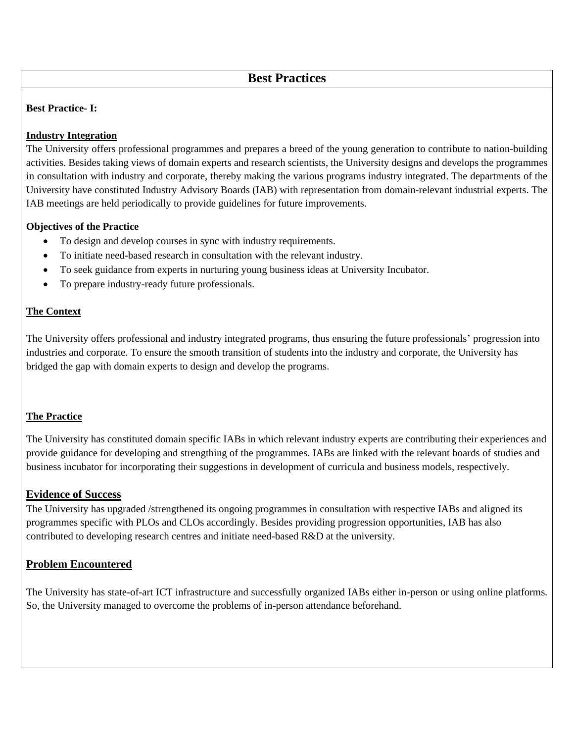# Best Practices

**Best Practice- I:**

## Industry Integration

The University offers professional programmes and prepares a breed of the young generation to contribute to nation-building activities. Besides taking views of domain experts and research scientists, the University designs and develops the programmes in consultation with industry and corporate, thereby making the various programs industry integrated. The departments of the University have constituted Industry Advisory Boards (IAB) with representation from domain-relevant industrial experts. The IAB meetings are held periodically to provide guidelines for future improvements.

**Objectives of the Practice**

- To design and develop courses in sync with industry requirements.
- To initiate need-based research in consultation with the relevant industry.
- To seek guidance from experts in nurturing young business ideas at University Incubator.
- To prepare industry-ready future professionals.

## The Context

The University offers professional and industry integrated programs, thus ensuring the future professionals' progression into industries and corporate. To ensure the smooth transition of students into the industry and corporate, the University has bridged the gap with domain experts to design and develop the programs.

## The Practice

The University has constituted domain specific IABs in which relevant industry experts are contributing their experiences and provide guidance for developing and strengthing of the programmes. IABs are linked with the relevant boards of studies and business incubator for incorporating their suggestions in development of curricula and business models, respectively.

## Evidence of Success

The University has upgraded /strengthened its ongoing programmes in consultation with respective IABs and aligned its programmes specific with PLOs and CLOs accordingly. Besides providing progression opportunities, IAB has also contributed to developing research centres and initiate need-based R&D at the university.

## Problem Encountered

The University has state-of-art ICT infrastructure and successfully organized IABs either in-person or using online platforms. So, the University managed to overcome the problems of in-person attendance beforehand.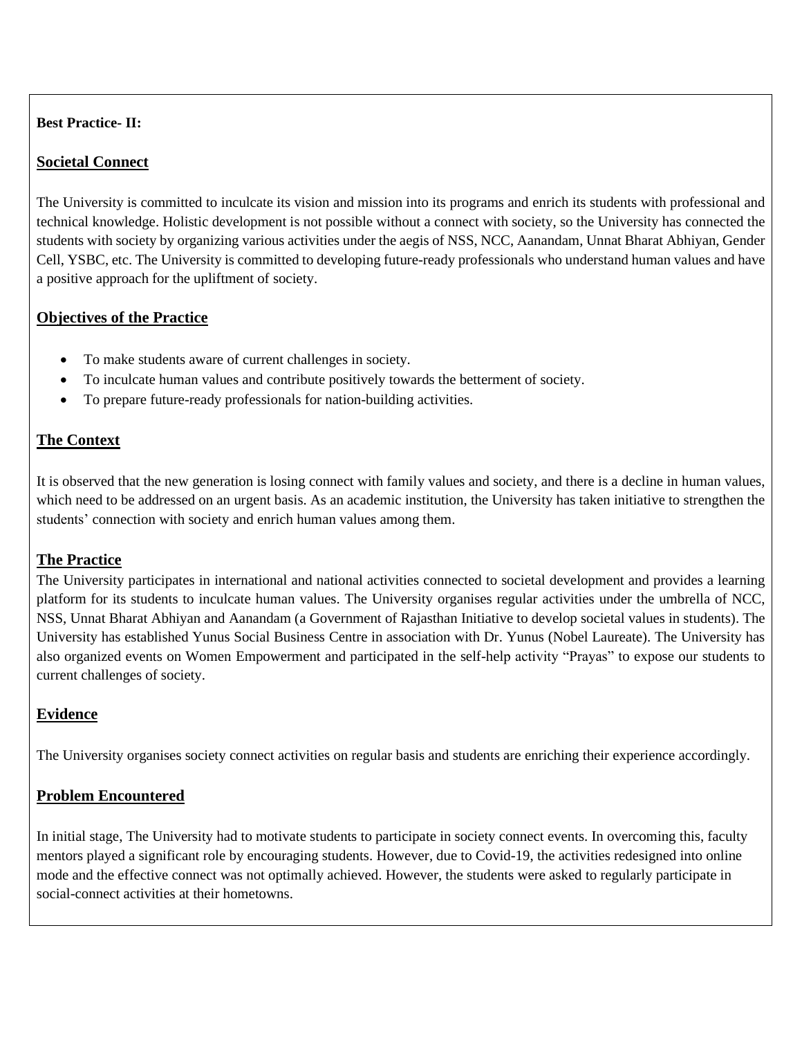**Best Practice- II:**

## Societal Connect

The University is committed to inculcate its vision and mission into its programs and enrich its students with professional and technical knowledge. Holistic development is not possible without a connect with society, so the University has connected the students with society by organizing various activities under the aegis of NSS, NCC, Aanandam, Unnat Bharat Abhiyan, Gender Cell, YSBC, etc. The University is committed to developing future-ready professionals who understand human values and have a positive approach for the upliftment of society.

## Objectives of the Practice

- To make students aware of current challenges in society.
- To inculcate human values and contribute positively towards the betterment of society.
- To prepare future-ready professionals for nation-building activities.

## The Context

It is observed that the new generation is losing connect with family values and society, and there is a decline in human values, which need to be addressed on an urgent basis. As an academic institution, the University has taken initiative to strengthen the students' connection with society and enrich human values among them.

## The Practice

The University participates in international and national activities connected to societal development and provides a learning platform for its students to inculcate human values. The University organises regular activities under the umbrella of NCC, NSS, Unnat Bharat Abhiyan and Aanandam (a Government of Rajasthan Initiative to develop societal values in students). The University has established Yunus Social Business Centre in association with Dr. Yunus (Nobel Laureate). The University has also organized events on Women Empowerment and participated in the self-help activity "Prayas" to expose our students to current challenges of society.

## Evidence

The University organises society connect activities on regular basis and students are enriching their experience accordingly.

## Problem Encountered

In initial stage, The University had to motivate students to participate in society connect events. In overcoming this, faculty mentors played a significant role by encouraging students. However, due to Covid-19, the activities redesigned into online mode and the effective connect was not optimally achieved. However, the students were asked to regularly participate in social-connect activities at their hometowns.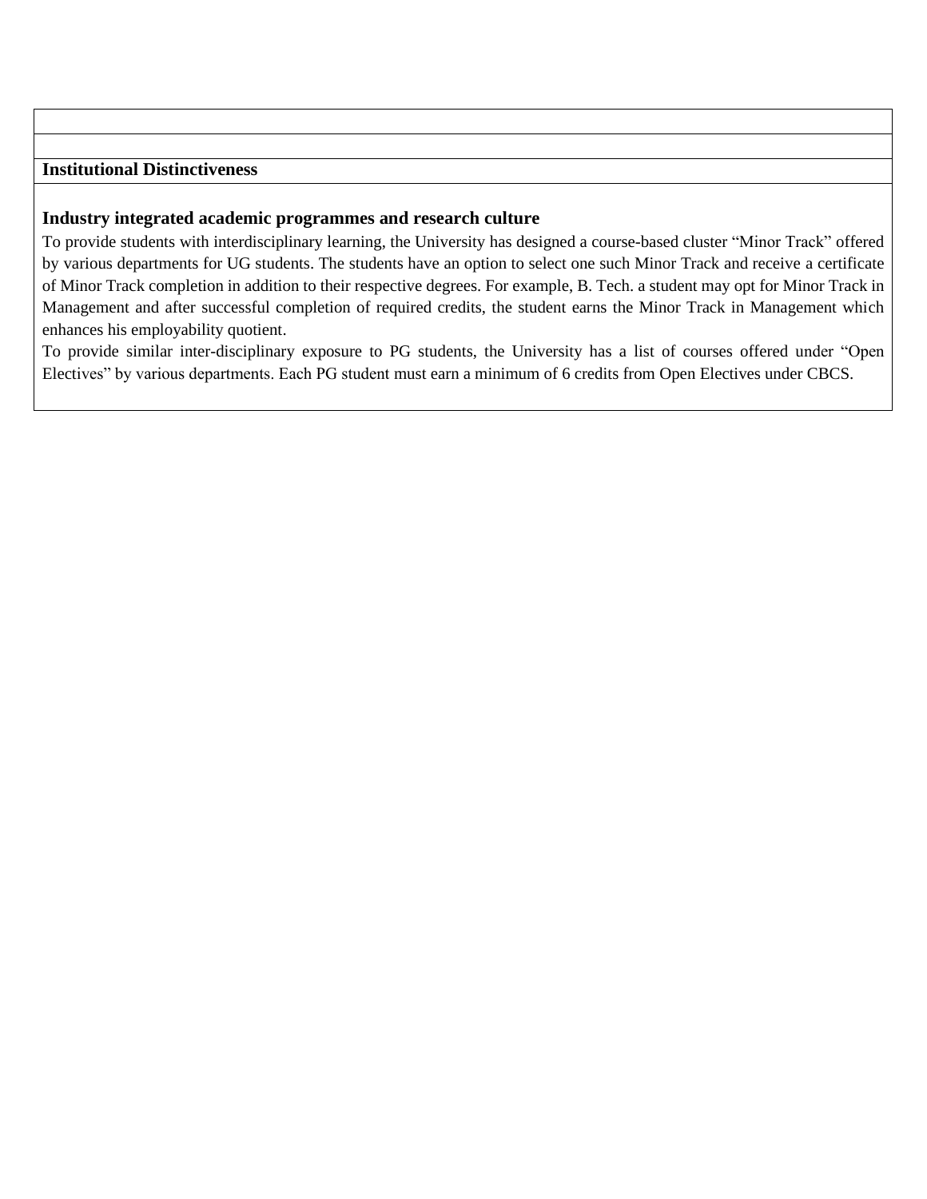## Institutional Distinctiveness

### Industry integrated academic programmes and research culture

To provide students with interdisciplinary learning, the University has designed a course-based cluster "Minor Track" offered by various departments for UG students. The students have an option to select one such Minor Track and receive a certificate of Minor Track completion in addition to their respective degrees. For example, B. Tech. a student may opt for Minor Track in Management and after successful completion of required credits, the student earns the Minor Track in Management which enhances his employability quotient.

To provide similar inter-disciplinary exposure to PG students, the University has a list of courses offered under "Open Electives" by various departments. Each PG student must earn a minimum of 6 credits from Open Electives under CBCS.